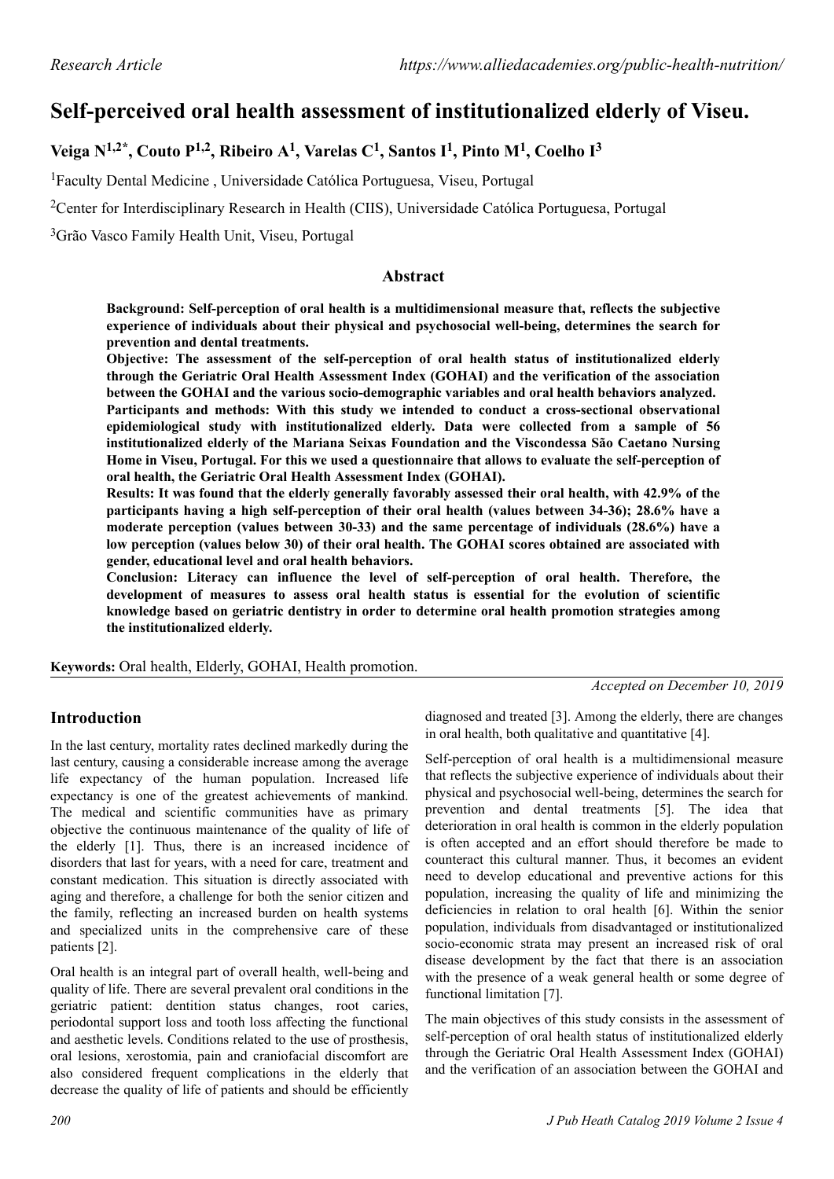*Research Article*

# Self-perceived oral health assessment of institutionalized elderly of Viseu.

**Veiga N[1,2*], Couto P[1,2], Ribeiro A[1], Varelas C[1], Santos I[1], Pinto M[1], Coelho I[3]**

[1]Faculty Dental Medicine , Universidade Católica Portuguesa, Viseu, Portugal

[2]Center for Interdisciplinary Research in Health (CIIS), Universidade Católica Portuguesa, Portugal

[3]Grão Vasco Family Health Unit, Viseu, Portugal

## Abstract

**Background: Self-perception of oral health is a multidimensional measure that, reflects the subjective experience of individuals about their physical and psychosocial well-being, determines the search for prevention and dental treatments.**

**Objective: The assessment of the self-perception of oral health status of institutionalized elderly through the Geriatric Oral Health Assessment Index (GOHAI) and the verification of the association between the GOHAI and the various socio-demographic variables and oral health behaviors analyzed.**

**Participants and methods: With this study we intended to conduct a cross-sectional observational epidemiological study with institutionalized elderly. Data were collected from a sample of 56 institutionalized elderly of the Mariana Seixas Foundation and the Viscondessa São Caetano Nursing Home in Viseu, Portugal. For this we used a questionnaire that allows to evaluate the self-perception of oral health, the Geriatric Oral Health Assessment Index (GOHAI).**

**Results: It was found that the elderly generally favorably assessed their oral health, with 42.9% of the participants having a high self-perception of their oral health (values between 34-36); 28.6% have a moderate perception (values between 30-33) and the same percentage of individuals (28.6%) have a low perception (values below 30) of their oral health. The GOHAI scores obtained are associated with gender, educational level and oral health behaviors.**

**Conclusion: Literacy can influence the level of self-perception of oral health. Therefore, the development of measures to assess oral health status is essential for the evolution of scientific knowledge based on geriatric dentistry in order to determine oral health promotion strategies among the institutionalized elderly.**

**Keywords:** Oral health, Elderly, GOHAI, Health promotion.

*Accepted on December 10, 2019*

## Introduction

In the last century, mortality rates declined markedly during the last century, causing a considerable increase among the average life expectancy of the human population. Increased life expectancy is one of the greatest achievements of mankind. The medical and scientific communities have as primary objective the continuous maintenance of the quality of life of the elderly [1]. Thus, there is an increased incidence of disorders that last for years, with a need for care, treatment and constant medication. This situation is directly associated with aging and therefore, a challenge for both the senior citizen and the family, reflecting an increased burden on health systems and specialized units in the comprehensive care of these patients [2].

Oral health is an integral part of overall health, well-being and quality of life. There are several prevalent oral conditions in the geriatric patient: dentition status changes, root caries, periodontal support loss and tooth loss affecting the functional and aesthetic levels. Conditions related to the use of prosthesis, oral lesions, xerostomia, pain and craniofacial discomfort are also considered frequent complications in the elderly that decrease the quality of life of patients and should be efficiently diagnosed and treated [3]. Among the elderly, there are changes in oral health, both qualitative and quantitative [4].

Self-perception of oral health is a multidimensional measure that reflects the subjective experience of individuals about their physical and psychosocial well-being, determines the search for prevention and dental treatments [5]. The idea that deterioration in oral health is common in the elderly population is often accepted and an effort should therefore be made to counteract this cultural manner. Thus, it becomes an evident need to develop educational and preventive actions for this population, increasing the quality of life and minimizing the deficiencies in relation to oral health [6]. Within the senior population, individuals from disadvantaged or institutionalized socio-economic strata may present an increased risk of oral disease development by the fact that there is an association with the presence of a weak general health or some degree of functional limitation [7].

The main objectives of this study consists in the assessment of self-perception of oral health status of institutionalized elderly through the Geriatric Oral Health Assessment Index (GOHAI) and the verification of an association between the GOHAI and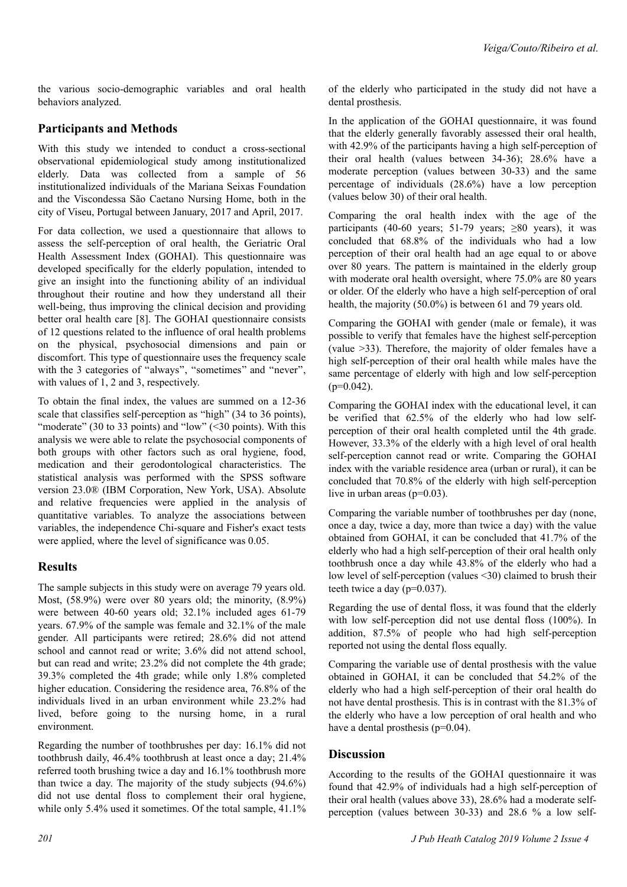the various socio-demographic variables and oral health behaviors analyzed.

## Participants and Methods

With this study we intended to conduct a cross-sectional observational epidemiological study among institutionalized elderly. Data was collected from a sample of 56 institutionalized individuals of the Mariana Seixas Foundation and the Viscondessa São Caetano Nursing Home, both in the city of Viseu, Portugal between January, 2017 and April, 2017.

For data collection, we used a questionnaire that allows to assess the self-perception of oral health, the Geriatric Oral Health Assessment Index (GOHAI). This questionnaire was developed specifically for the elderly population, intended to give an insight into the functioning ability of an individual throughout their routine and how they understand all their well-being, thus improving the clinical decision and providing better oral health care [8]. The GOHAI questionnaire consists of 12 questions related to the influence of oral health problems on the physical, psychosocial dimensions and pain or discomfort. This type of questionnaire uses the frequency scale with the 3 categories of "always", "sometimes" and "never", with values of 1, 2 and 3, respectively.

To obtain the final index, the values are summed on a 12-36 scale that classifies self-perception as "high" (34 to 36 points), "moderate" (30 to 33 points) and "low" (<30 points). With this analysis we were able to relate the psychosocial components of both groups with other factors such as oral hygiene, food, medication and their gerodontological characteristics. The statistical analysis was performed with the SPSS software version 23.0® (IBM Corporation, New York, USA). Absolute and relative frequencies were applied in the analysis of quantitative variables. To analyze the associations between variables, the independence Chi-square and Fisher's exact tests were applied, where the level of significance was 0.05.

## Results

The sample subjects in this study were on average 79 years old. Most, (58.9%) were over 80 years old; the minority, (8.9%) were between 40-60 years old; 32.1% included ages 61-79 years. 67.9% of the sample was female and 32.1% of the male gender. All participants were retired; 28.6% did not attend school and cannot read or write; 3.6% did not attend school, but can read and write; 23.2% did not complete the 4th grade; 39.3% completed the 4th grade; while only 1.8% completed higher education. Considering the residence area, 76.8% of the individuals lived in an urban environment while 23.2% had lived, before going to the nursing home, in a rural environment.

Regarding the number of toothbrushes per day: 16.1% did not toothbrush daily, 46.4% toothbrush at least once a day; 21.4% referred tooth brushing twice a day and 16.1% toothbrush more than twice a day. The majority of the study subjects (94.6%) did not use dental floss to complement their oral hygiene, while only 5.4% used it sometimes. Of the total sample, 41.1% of the elderly who participated in the study did not have a dental prosthesis.

In the application of the GOHAI questionnaire, it was found that the elderly generally favorably assessed their oral health, with 42.9% of the participants having a high self-perception of their oral health (values between 34-36); 28.6% have a moderate perception (values between 30-33) and the same percentage of individuals (28.6%) have a low perception (values below 30) of their oral health.

Comparing the oral health index with the age of the participants (40-60 years; 51-79 years; ≥80 years), it was concluded that 68.8% of the individuals who had a low perception of their oral health had an age equal to or above over 80 years. The pattern is maintained in the elderly group with moderate oral health oversight, where 75.0% are 80 years or older. Of the elderly who have a high self-perception of oral health, the majority (50.0%) is between 61 and 79 years old.

Comparing the GOHAI with gender (male or female), it was possible to verify that females have the highest self-perception (value >33). Therefore, the majority of older females have a high self-perception of their oral health while males have the same percentage of elderly with high and low self-perception ($p=0.042$).

Comparing the GOHAI index with the educational level, it can be verified that 62.5% of the elderly who had low self-perception of their oral health completed until the 4th grade. However, 33.3% of the elderly with a high level of oral health self-perception cannot read or write. Comparing the GOHAI index with the variable residence area (urban or rural), it can be concluded that 70.8% of the elderly with high self-perception live in urban areas ($p=0.03$).

Comparing the variable number of toothbrushes per day (none, once a day, twice a day, more than twice a day) with the value obtained from GOHAI, it can be concluded that 41.7% of the elderly who had a high self-perception of their oral health only toothbrush once a day while 43.8% of the elderly who had a low level of self-perception (values <30) claimed to brush their teeth twice a day ($p=0.037$).

Regarding the use of dental floss, it was found that the elderly with low self-perception did not use dental floss (100%). In addition, 87.5% of people who had high self-perception reported not using the dental floss equally.

Comparing the variable use of dental prosthesis with the value obtained in GOHAI, it can be concluded that 54.2% of the elderly who had a high self-perception of their oral health do not have dental prosthesis. This is in contrast with the 81.3% of the elderly who have a low perception of oral health and who have a dental prosthesis ($p=0.04$).

## Discussion

According to the results of the GOHAI questionnaire it was found that 42.9% of individuals had a high self-perception of their oral health (values above 33), 28.6% had a moderate self-perception (values between 30-33) and 28.6 % a low self-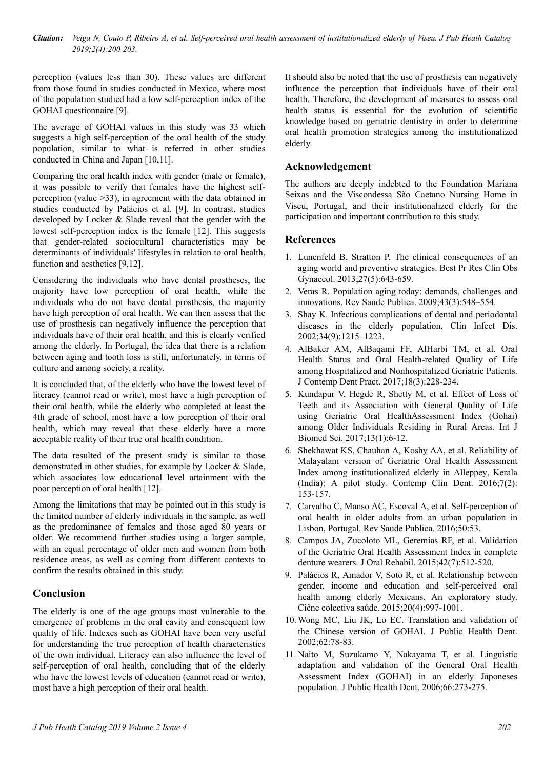perception (values less than 30). These values are different from those found in studies conducted in Mexico, where most of the population studied had a low self-perception index of the GOHAI questionnaire [9].

The average of GOHAI values in this study was 33 which suggests a high self-perception of the oral health of the study population, similar to what is referred in other studies conducted in China and Japan [10,11].

Comparing the oral health index with gender (male or female), it was possible to verify that females have the highest self-perception (value >33), in agreement with the data obtained in studies conducted by Palácios et al. [9]. In contrast, studies developed by Locker & Slade reveal that the gender with the lowest self-perception index is the female [12]. This suggests that gender-related sociocultural characteristics may be determinants of individuals' lifestyles in relation to oral health, function and aesthetics [9,12].

Considering the individuals who have dental prostheses, the majority have low perception of oral health, while the individuals who do not have dental prosthesis, the majority have high perception of oral health. We can then assess that the use of prosthesis can negatively influence the perception that individuals have of their oral health, and this is clearly verified among the elderly. In Portugal, the idea that there is a relation between aging and tooth loss is still, unfortunately, in terms of culture and among society, a reality.

It is concluded that, of the elderly who have the lowest level of literacy (cannot read or write), most have a high perception of their oral health, while the elderly who completed at least the 4th grade of school, most have a low perception of their oral health, which may reveal that these elderly have a more acceptable reality of their true oral health condition.

The data resulted of the present study is similar to those demonstrated in other studies, for example by Locker & Slade, which associates low educational level attainment with the poor perception of oral health [12].

Among the limitations that may be pointed out in this study is the limited number of elderly individuals in the sample, as well as the predominance of females and those aged 80 years or older. We recommend further studies using a larger sample, with an equal percentage of older men and women from both residence areas, as well as coming from different contexts to confirm the results obtained in this study.

## Conclusion

The elderly is one of the age groups most vulnerable to the emergence of problems in the oral cavity and consequent low quality of life. Indexes such as GOHAI have been very useful for understanding the true perception of health characteristics of the own individual. Literacy can also influence the level of self-perception of oral health, concluding that of the elderly who have the lowest levels of education (cannot read or write), most have a high perception of their oral health.

It should also be noted that the use of prosthesis can negatively influence the perception that individuals have of their oral health. Therefore, the development of measures to assess oral health status is essential for the evolution of scientific knowledge based on geriatric dentistry in order to determine oral health promotion strategies among the institutionalized elderly.

## Acknowledgement

The authors are deeply indebted to the Foundation Mariana Seixas and the Viscondessa São Caetano Nursing Home in Viseu, Portugal, and their institutionalized elderly for the participation and important contribution to this study.

## References

1. Lunenfeld B, Stratton P. The clinical consequences of an aging world and preventive strategies. Best Pr Res Clin Obs Gynaecol. 2013;27(5):643-659.
2. Veras R. Population aging today: demands, challenges and innovations. Rev Saude Publica. 2009;43(3):548–554.
3. Shay K. Infectious complications of dental and periodontal diseases in the elderly population. Clin Infect Dis. 2002;34(9):1215–1223.
4. AlBaker AM, AlBaqami FF, AlHarbi TM, et al. Oral Health Status and Oral Health-related Quality of Life among Hospitalized and Nonhospitalized Geriatric Patients. J Contemp Dent Pract. 2017;18(3):228-234.
5. Kundapur V, Hegde R, Shetty M, et al. Effect of Loss of Teeth and its Association with General Quality of Life using Geriatric Oral HealthAssessment Index (Gohai) among Older Individuals Residing in Rural Areas. Int J Biomed Sci. 2017;13(1):6-12.
6. Shekhawat KS, Chauhan A, Koshy AA, et al. Reliability of Malayalam version of Geriatric Oral Health Assessment Index among institutionalized elderly in Alleppey, Kerala (India): A pilot study. Contemp Clin Dent. 2016;7(2): 153-157.
7. Carvalho C, Manso AC, Escoval A, et al. Self-perception of oral health in older adults from an urban population in Lisbon, Portugal. Rev Saude Publica. 2016;50:53.
8. Campos JA, Zucoloto ML, Geremias RF, et al. Validation of the Geriatric Oral Health Assessment Index in complete denture wearers. J Oral Rehabil. 2015;42(7):512-520.
9. Palácios R, Amador V, Soto R, et al. Relationship between gender, income and education and self-perceived oral health among elderly Mexicans. An exploratory study. Ciênc colectiva saúde. 2015;20(4):997-1001.
10. Wong MC, Liu JK, Lo EC. Translation and validation of the Chinese version of GOHAI. J Public Health Dent. 2002;62:78-83.
11. Naito M, Suzukamo Y, Nakayama T, et al. Linguistic adaptation and validation of the General Oral Health Assessment Index (GOHAI) in an elderly Japoneses population. J Public Health Dent. 2006;66:273-275.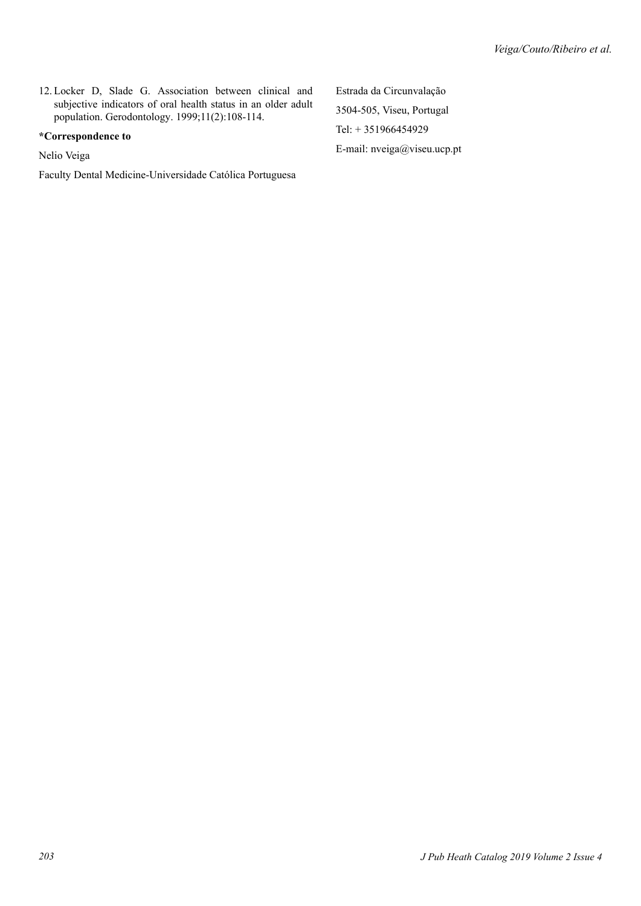12. Locker D, Slade G. Association between clinical and subjective indicators of oral health status in an older adult population. Gerodontology. 1999;11(2):108-114.

**\*Correspondence to**

Nelio Veiga

Faculty Dental Medicine-Universidade Católica Portuguesa

Estrada da Circunvalação

3504-505, Viseu, Portugal

Tel: + 351966454929

E-mail: nveiga@viseu.ucp.pt